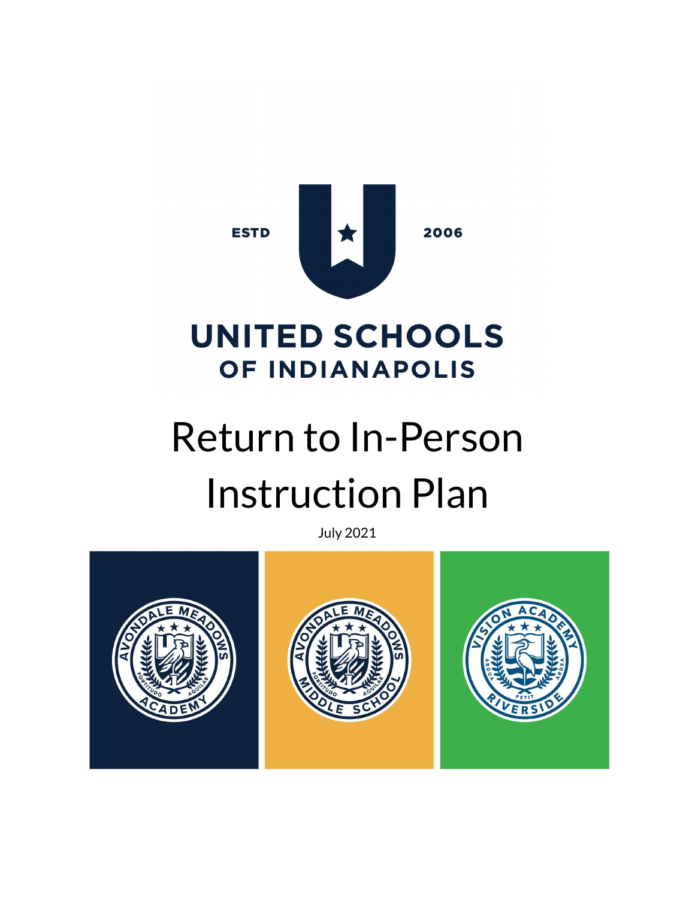ESTD 2006

UNITED SCHOOLS OF INDIANAPOLIS

# Return to In-Person Instruction Plan

July 2021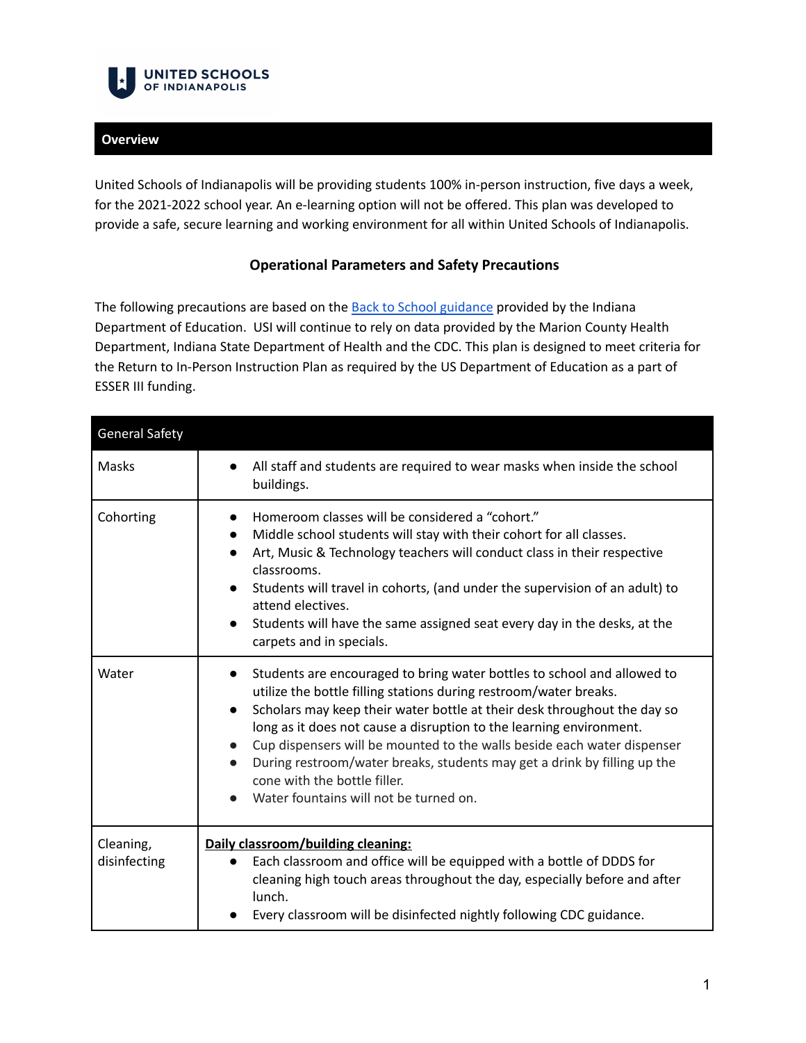**UNITED SCHOOLS OF INDIANAPOLIS**

## Overview

United Schools of Indianapolis will be providing students 100% in-person instruction, five days a week, for the 2021-2022 school year. An e-learning option will not be offered. This plan was developed to provide a safe, secure learning and working environment for all within United Schools of Indianapolis.

### Operational Parameters and Safety Precautions

The following precautions are based on the [Back to School guidance](#) provided by the Indiana Department of Education. USI will continue to rely on data provided by the Marion County Health Department, Indiana State Department of Health and the CDC. This plan is designed to meet criteria for the Return to In-Person Instruction Plan as required by the US Department of Education as a part of ESSER III funding.

| General Safety | |
|---|---|
| Masks | • All staff and students are required to wear masks when inside the school buildings. |
| Cohorting | • Homeroom classes will be considered a "cohort."<br>• Middle school students will stay with their cohort for all classes.<br>• Art, Music & Technology teachers will conduct class in their respective classrooms.<br>• Students will travel in cohorts, (and under the supervision of an adult) to attend electives.<br>• Students will have the same assigned seat every day in the desks, at the carpets and in specials. |
| Water | • Students are encouraged to bring water bottles to school and allowed to utilize the bottle filling stations during restroom/water breaks.<br>• Scholars may keep their water bottle at their desk throughout the day so long as it does not cause a disruption to the learning environment.<br>• Cup dispensers will be mounted to the walls beside each water dispenser<br>• During restroom/water breaks, students may get a drink by filling up the cone with the bottle filler.<br>• Water fountains will not be turned on. |
| Cleaning, disinfecting | **Daily classroom/building cleaning:**<br>• Each classroom and office will be equipped with a bottle of DDDS for cleaning high touch areas throughout the day, especially before and after lunch.<br>• Every classroom will be disinfected nightly following CDC guidance. |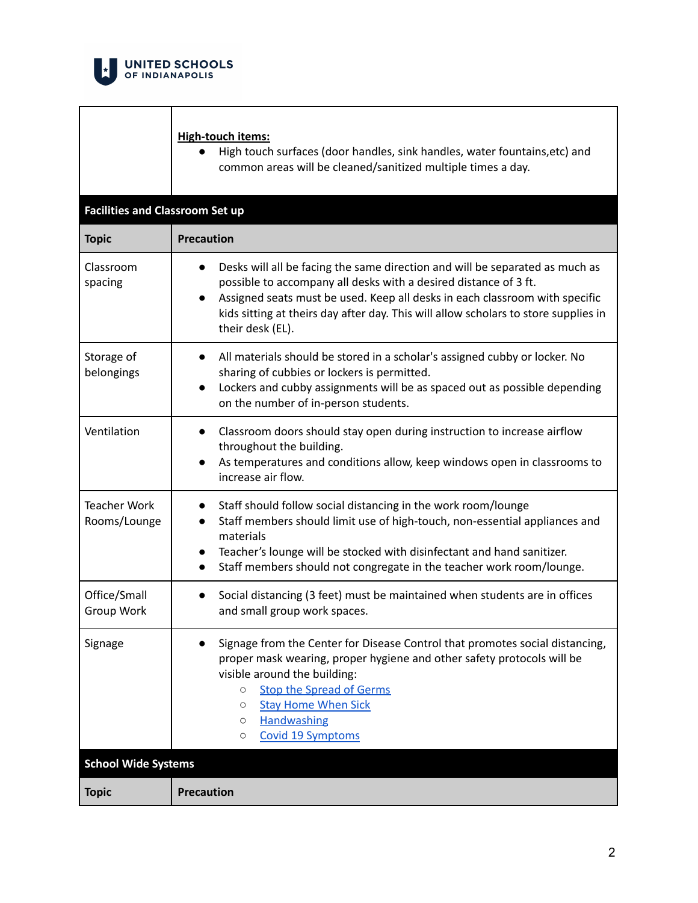| | |
|---|---|
| | **High-touch items:**<br>● High touch surfaces (door handles, sink handles, water fountains,etc) and common areas will be cleaned/sanitized multiple times a day. |

| **Facilities and Classroom Set up** | |
|---|---|
| **Topic** | **Precaution** |
| Classroom spacing | ● Desks will all be facing the same direction and will be separated as much as possible to accompany all desks with a desired distance of 3 ft.<br>● Assigned seats must be used. Keep all desks in each classroom with specific kids sitting at theirs day after day. This will allow scholars to store supplies in their desk (EL). |
| Storage of belongings | ● All materials should be stored in a scholar's assigned cubby or locker. No sharing of cubbies or lockers is permitted.<br>● Lockers and cubby assignments will be as spaced out as possible depending on the number of in-person students. |
| Ventilation | ● Classroom doors should stay open during instruction to increase airflow throughout the building.<br>● As temperatures and conditions allow, keep windows open in classrooms to increase air flow. |
| Teacher Work Rooms/Lounge | ● Staff should follow social distancing in the work room/lounge<br>● Staff members should limit use of high-touch, non-essential appliances and materials<br>● Teacher's lounge will be stocked with disinfectant and hand sanitizer.<br>● Staff members should not congregate in the teacher work room/lounge. |
| Office/Small Group Work | ● Social distancing (3 feet) must be maintained when students are in offices and small group work spaces. |
| Signage | ● Signage from the Center for Disease Control that promotes social distancing, proper mask wearing, proper hygiene and other safety protocols will be visible around the building:<br>○ Stop the Spread of Germs<br>○ Stay Home When Sick<br>○ Handwashing<br>○ Covid 19 Symptoms |

| **School Wide Systems** | |
|---|---|
| **Topic** | **Precaution** |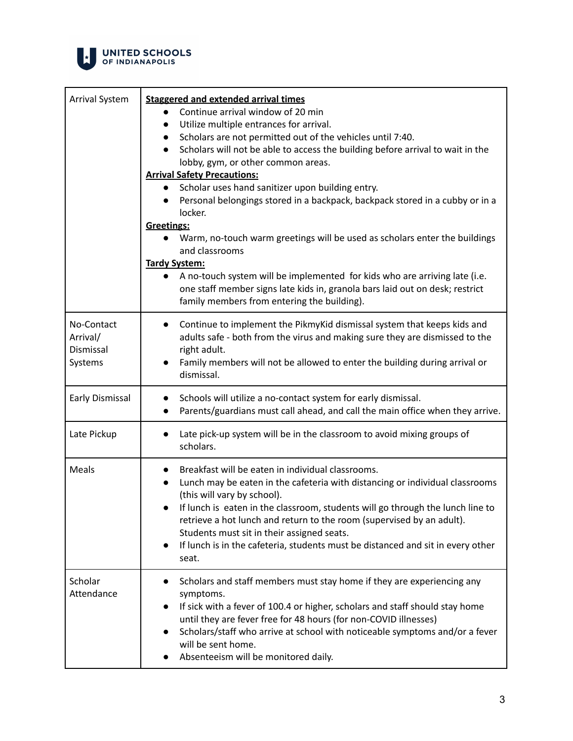| | |
|---|---|
| Arrival System | **Staggered and extended arrival times**<br>• Continue arrival window of 20 min<br>• Utilize multiple entrances for arrival.<br>• Scholars are not permitted out of the vehicles until 7:40.<br>• Scholars will not be able to access the building before arrival to wait in the lobby, gym, or other common areas.<br>**Arrival Safety Precautions:**<br>• Scholar uses hand sanitizer upon building entry.<br>• Personal belongings stored in a backpack, backpack stored in a cubby or in a locker.<br>**Greetings:**<br>• Warm, no-touch warm greetings will be used as scholars enter the buildings and classrooms<br>**Tardy System:**<br>• A no-touch system will be implemented for kids who are arriving late (i.e. one staff member signs late kids in, granola bars laid out on desk; restrict family members from entering the building). |
| No-Contact Arrival/ Dismissal Systems | • Continue to implement the PikmyKid dismissal system that keeps kids and adults safe - both from the virus and making sure they are dismissed to the right adult.<br>• Family members will not be allowed to enter the building during arrival or dismissal. |
| Early Dismissal | • Schools will utilize a no-contact system for early dismissal.<br>• Parents/guardians must call ahead, and call the main office when they arrive. |
| Late Pickup | • Late pick-up system will be in the classroom to avoid mixing groups of scholars. |
| Meals | • Breakfast will be eaten in individual classrooms.<br>• Lunch may be eaten in the cafeteria with distancing or individual classrooms (this will vary by school).<br>• If lunch is eaten in the classroom, students will go through the lunch line to retrieve a hot lunch and return to the room (supervised by an adult). Students must sit in their assigned seats.<br>• If lunch is in the cafeteria, students must be distanced and sit in every other seat. |
| Scholar Attendance | • Scholars and staff members must stay home if they are experiencing any symptoms.<br>• If sick with a fever of 100.4 or higher, scholars and staff should stay home until they are fever free for 48 hours (for non-COVID illnesses)<br>• Scholars/staff who arrive at school with noticeable symptoms and/or a fever will be sent home.<br>• Absenteeism will be monitored daily. |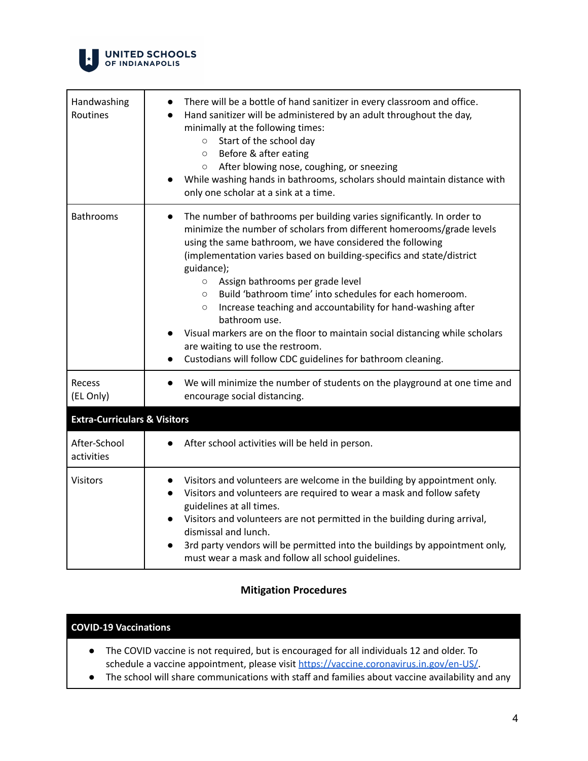| | |
|---|---|
| Handwashing Routines | • There will be a bottle of hand sanitizer in every classroom and office.<br>• Hand sanitizer will be administered by an adult throughout the day, minimally at the following times:<br>  ○ Start of the school day<br>  ○ Before & after eating<br>  ○ After blowing nose, coughing, or sneezing<br>• While washing hands in bathrooms, scholars should maintain distance with only one scholar at a sink at a time. |
| Bathrooms | • The number of bathrooms per building varies significantly. In order to minimize the number of scholars from different homerooms/grade levels using the same bathroom, we have considered the following (implementation varies based on building-specifics and state/district guidance);<br>  ○ Assign bathrooms per grade level<br>  ○ Build 'bathroom time' into schedules for each homeroom.<br>  ○ Increase teaching and accountability for hand-washing after bathroom use.<br>• Visual markers are on the floor to maintain social distancing while scholars are waiting to use the restroom.<br>• Custodians will follow CDC guidelines for bathroom cleaning. |
| Recess (EL Only) | • We will minimize the number of students on the playground at one time and encourage social distancing. |
| **Extra-Curriculars & Visitors** | |
| After-School activities | • After school activities will be held in person. |
| Visitors | • Visitors and volunteers are welcome in the building by appointment only.<br>• Visitors and volunteers are required to wear a mask and follow safety guidelines at all times.<br>• Visitors and volunteers are not permitted in the building during arrival, dismissal and lunch.<br>• 3rd party vendors will be permitted into the buildings by appointment only, must wear a mask and follow all school guidelines. |

## Mitigation Procedures

| **COVID-19 Vaccinations** |
|---|
| • The COVID vaccine is not required, but is encouraged for all individuals 12 and older. To schedule a vaccine appointment, please visit [https://vaccine.coronavirus.in.gov/en-US/](https://vaccine.coronavirus.in.gov/en-US/).<br>• The school will share communications with staff and families about vaccine availability and any |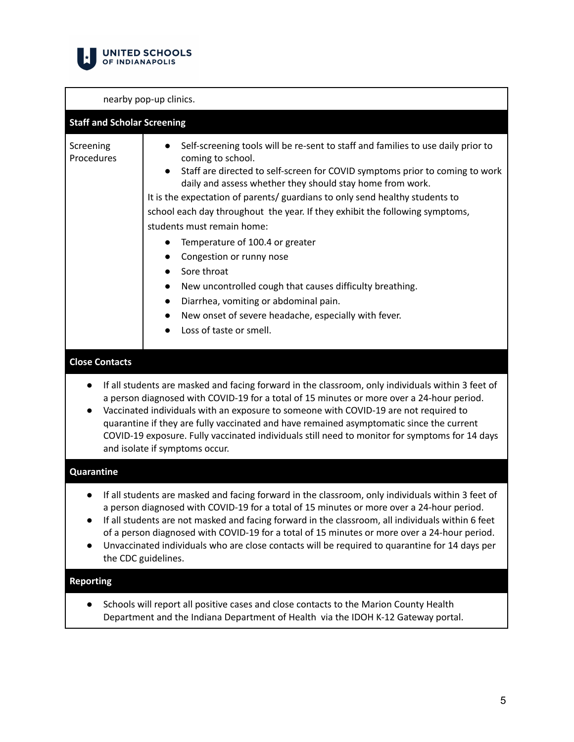nearby pop-up clinics.

## Staff and Scholar Screening

| | |
|---|---|
| Screening Procedures | • Self-screening tools will be re-sent to staff and families to use daily prior to coming to school.<br>• Staff are directed to self-screen for COVID symptoms prior to coming to work daily and assess whether they should stay home from work.<br>It is the expectation of parents/ guardians to only send healthy students to school each day throughout the year. If they exhibit the following symptoms, students must remain home:<br>• Temperature of 100.4 or greater<br>• Congestion or runny nose<br>• Sore throat<br>• New uncontrolled cough that causes difficulty breathing.<br>• Diarrhea, vomiting or abdominal pain.<br>• New onset of severe headache, especially with fever.<br>• Loss of taste or smell. |

## Close Contacts

- If all students are masked and facing forward in the classroom, only individuals within 3 feet of a person diagnosed with COVID-19 for a total of 15 minutes or more over a 24-hour period.
- Vaccinated individuals with an exposure to someone with COVID-19 are not required to quarantine if they are fully vaccinated and have remained asymptomatic since the current COVID-19 exposure. Fully vaccinated individuals still need to monitor for symptoms for 14 days and isolate if symptoms occur.

## Quarantine

- If all students are masked and facing forward in the classroom, only individuals within 3 feet of a person diagnosed with COVID-19 for a total of 15 minutes or more over a 24-hour period.
- If all students are not masked and facing forward in the classroom, all individuals within 6 feet of a person diagnosed with COVID-19 for a total of 15 minutes or more over a 24-hour period.
- Unvaccinated individuals who are close contacts will be required to quarantine for 14 days per the CDC guidelines.

## Reporting

- Schools will report all positive cases and close contacts to the Marion County Health Department and the Indiana Department of Health via the IDOH K-12 Gateway portal.